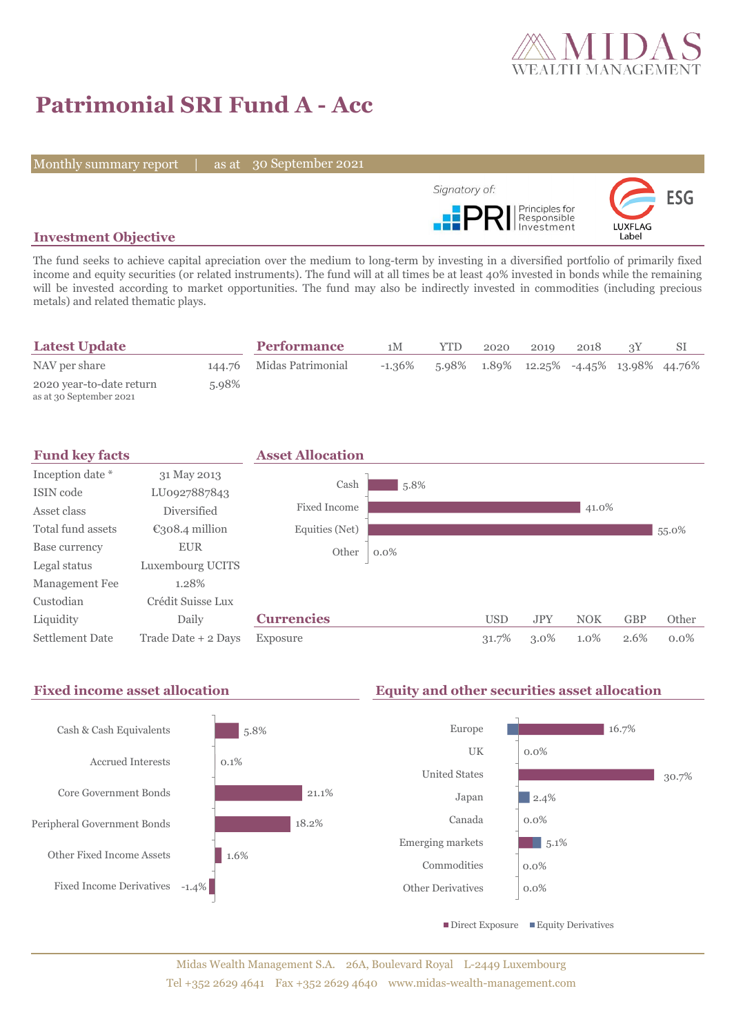# Patrimonial SRI Fund A - Acc

Monthly summary report | as at 30 September 2021

Signatory of: PRI Principles for Responsible Investment

LUXFLAG ESG Label

## Investment Objective

The fund seeks to achieve capital apreciation over the medium to long-term by investing in a diversified portfolio of primarily fixed income and equity securities (or related instruments). The fund will at all times be at least 40% invested in bonds while the remaining will be invested according to market opportunities. The fund may also be indirectly invested in commodities (including precious metals) and related thematic plays.

## Latest Update

| | |
|---|---|
| NAV per share | 144.76 |
| 2020 year-to-date return<br>as at 30 September 2021 | 5.98% |

## Performance

| | 1M | YTD | 2020 | 2019 | 2018 | 3Y | SI |
|---|---|---|---|---|---|---|---|
| Midas Patrimonial | -1.36% | 5.98% | 1.89% | 12.25% | -4.45% | 13.98% | 44.76% |

## Fund key facts

| | |
|---|---|
| Inception date * | 31 May 2013 |
| ISIN code | LU0927887843 |
| Asset class | Diversified |
| Total fund assets | €308.4 million |
| Base currency | EUR |
| Legal status | Luxembourg UCITS |
| Management Fee | 1.28% |
| Custodian | Crédit Suisse Lux |
| Liquidity | Daily |
| Settlement Date | Trade Date + 2 Days |

## Asset Allocation

| | |
|---|---|
| Cash | 5.8% |
| Fixed Income | 41.0% |
| Equities (Net) | 55.0% |
| Other | 0.0% |

## Currencies

| | USD | JPY | NOK | GBP | Other |
|---|---|---|---|---|---|
| Exposure | 31.7% | 3.0% | 1.0% | 2.6% | 0.0% |

## Fixed income asset allocation

| | |
|---|---|
| Cash & Cash Equivalents | 5.8% |
| Accrued Interests | 0.1% |
| Core Government Bonds | 21.1% |
| Peripheral Government Bonds | 18.2% |
| Other Fixed Income Assets | 1.6% |
| Fixed Income Derivatives | -1.4% |

## Equity and other securities asset allocation

| | |
|---|---|
| Europe | 16.7% |
| UK | 0.0% |
| United States | 30.7% |
| Japan | 2.4% |
| Canada | 0.0% |
| Emerging markets | 5.1% |
| Commodities | 0.0% |
| Other Derivatives | 0.0% |

■ Direct Exposure ■ Equity Derivatives

Midas Wealth Management S.A. 26A, Boulevard Royal L-2449 Luxembourg
Tel +352 2629 4641 Fax +352 2629 4640 www.midas-wealth-management.com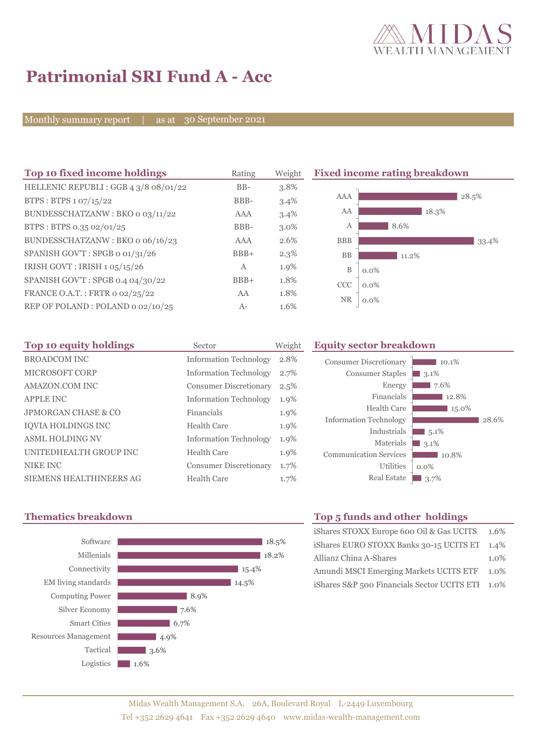# Patrimonial SRI Fund A - Acc

Monthly summary report | as at 30 September 2021

## Top 10 fixed income holdings

| Top 10 fixed income holdings | Rating | Weight |
|---|---|---|
| HELLENIC REPUBLI : GGB 4 3/8 08/01/22 | BB- | 3.8% |
| BTPS : BTPS 1 07/15/22 | BBB- | 3.4% |
| BUNDESSCHATZANW : BKO 0 03/11/22 | AAA | 3.4% |
| BTPS : BTPS 0.35 02/01/25 | BBB- | 3.0% |
| BUNDESSCHATZANW : BKO 0 06/16/23 | AAA | 2.6% |
| SPANISH GOV'T : SPGB 0 01/31/26 | BBB+ | 2.3% |
| IRISH GOVT : IRISH 1 05/15/26 | A | 1.9% |
| SPANISH GOV'T : SPGB 0.4 04/30/22 | BBB+ | 1.8% |
| FRANCE O.A.T. : FRTR 0 02/25/22 | AA | 1.8% |
| REP OF POLAND : POLAND 0 02/10/25 | A- | 1.6% |

## Fixed income rating breakdown

| Rating | Weight |
|---|---|
| AAA | 28.5% |
| AA | 18.3% |
| A | 8.6% |
| BBB | 33.4% |
| BB | 11.2% |
| B | 0.0% |
| CCC | 0.0% |
| NR | 0.0% |

## Top 10 equity holdings

| Top 10 equity holdings | Sector | Weight |
|---|---|---|
| BROADCOM INC | Information Technology | 2.8% |
| MICROSOFT CORP | Information Technology | 2.7% |
| AMAZON.COM INC | Consumer Discretionary | 2.5% |
| APPLE INC | Information Technology | 1.9% |
| JPMORGAN CHASE & CO | Financials | 1.9% |
| IQVIA HOLDINGS INC | Health Care | 1.9% |
| ASML HOLDING NV | Information Technology | 1.9% |
| UNITEDHEALTH GROUP INC | Health Care | 1.9% |
| NIKE INC | Consumer Discretionary | 1.7% |
| SIEMENS HEALTHINEERS AG | Health Care | 1.7% |

## Equity sector breakdown

| Sector | Weight |
|---|---|
| Consumer Discretionary | 10.1% |
| Consumer Staples | 3.1% |
| Energy | 7.6% |
| Financials | 12.8% |
| Health Care | 15.0% |
| Information Technology | 28.6% |
| Industrials | 5.1% |
| Materials | 3.1% |
| Communication Services | 10.8% |
| Utilities | 0.0% |
| Real Estate | 3.7% |

## Thematics breakdown

| Thematic | Weight |
|---|---|
| Software | 18.5% |
| Millenials | 18.2% |
| Connectivity | 15.4% |
| EM living standards | 14.5% |
| Computing Power | 8.9% |
| Silver Economy | 7.6% |
| Smart Cities | 6.7% |
| Resources Management | 4.9% |
| Tactical | 3.6% |
| Logistics | 1.6% |

## Top 5 funds and other holdings

| Holding | Weight |
|---|---|
| iShares STOXX Europe 600 Oil & Gas UCITS | 1.6% |
| iShares EURO STOXX Banks 30-15 UCITS ET | 1.4% |
| Allianz China A-Shares | 1.0% |
| Amundi MSCI Emerging Markets UCITS ETF | 1.0% |
| iShares S&P 500 Financials Sector UCITS ETI | 1.0% |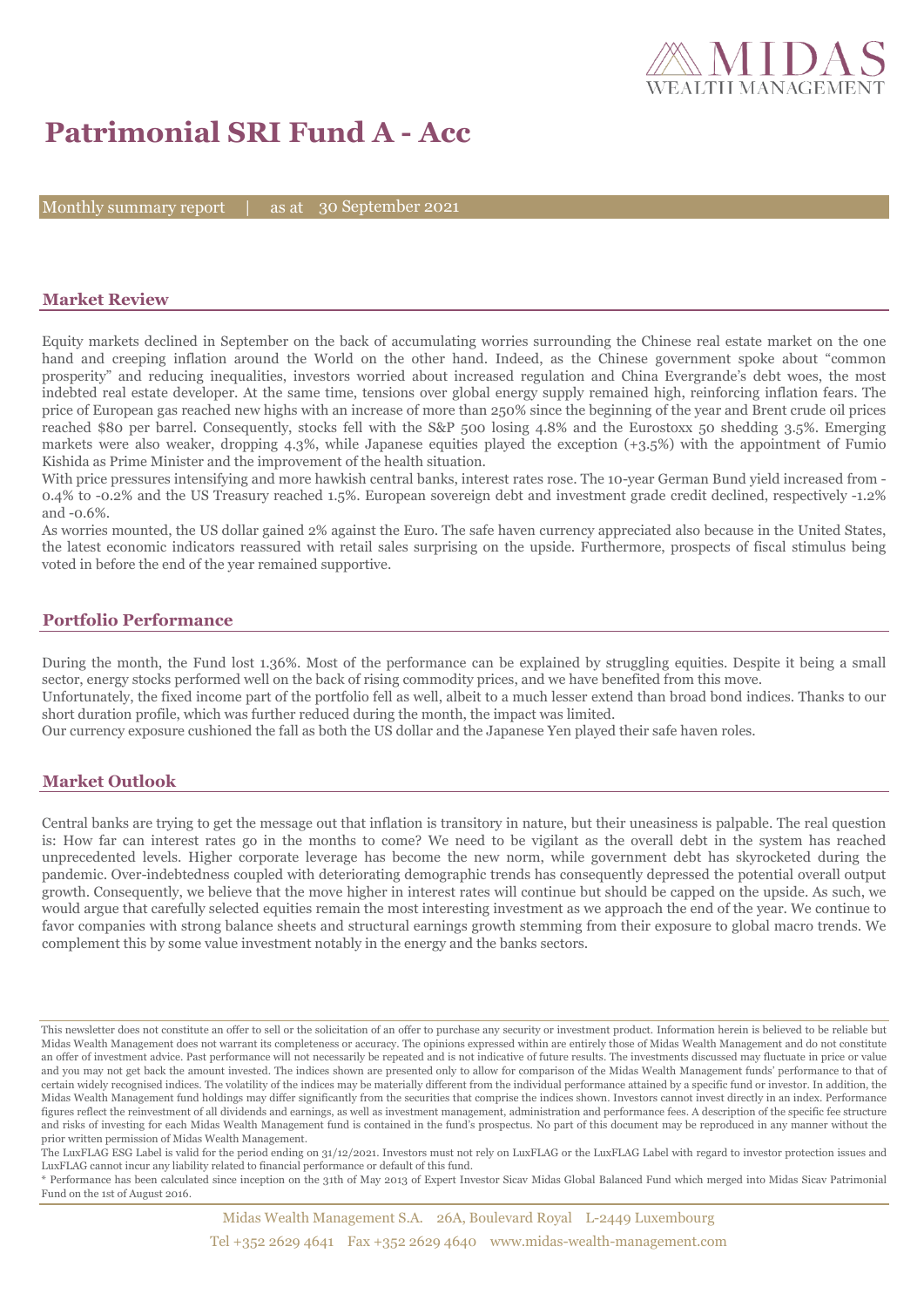# Patrimonial SRI Fund A - Acc

Monthly summary report | as at 30 September 2021

## Market Review

Equity markets declined in September on the back of accumulating worries surrounding the Chinese real estate market on the one hand and creeping inflation around the World on the other hand. Indeed, as the Chinese government spoke about "common prosperity" and reducing inequalities, investors worried about increased regulation and China Evergrande's debt woes, the most indebted real estate developer. At the same time, tensions over global energy supply remained high, reinforcing inflation fears. The price of European gas reached new highs with an increase of more than 250% since the beginning of the year and Brent crude oil prices reached $80 per barrel. Consequently, stocks fell with the S&P 500 losing 4.8% and the Eurostoxx 50 shedding 3.5%. Emerging markets were also weaker, dropping 4.3%, while Japanese equities played the exception (+3.5%) with the appointment of Fumio Kishida as Prime Minister and the improvement of the health situation.

With price pressures intensifying and more hawkish central banks, interest rates rose. The 10-year German Bund yield increased from -0.4% to -0.2% and the US Treasury reached 1.5%. European sovereign debt and investment grade credit declined, respectively -1.2% and -0.6%.

As worries mounted, the US dollar gained 2% against the Euro. The safe haven currency appreciated also because in the United States, the latest economic indicators reassured with retail sales surprising on the upside. Furthermore, prospects of fiscal stimulus being voted in before the end of the year remained supportive.

## Portfolio Performance

During the month, the Fund lost 1.36%. Most of the performance can be explained by struggling equities. Despite it being a small sector, energy stocks performed well on the back of rising commodity prices, and we have benefited from this move.

Unfortunately, the fixed income part of the portfolio fell as well, albeit to a much lesser extend than broad bond indices. Thanks to our short duration profile, which was further reduced during the month, the impact was limited.

Our currency exposure cushioned the fall as both the US dollar and the Japanese Yen played their safe haven roles.

## Market Outlook

Central banks are trying to get the message out that inflation is transitory in nature, but their uneasiness is palpable. The real question is: How far can interest rates go in the months to come? We need to be vigilant as the overall debt in the system has reached unprecedented levels. Higher corporate leverage has become the new norm, while government debt has skyrocketed during the pandemic. Over-indebtedness coupled with deteriorating demographic trends has consequently depressed the potential overall output growth. Consequently, we believe that the move higher in interest rates will continue but should be capped on the upside. As such, we would argue that carefully selected equities remain the most interesting investment as we approach the end of the year. We continue to favor companies with strong balance sheets and structural earnings growth stemming from their exposure to global macro trends. We complement this by some value investment notably in the energy and the banks sectors.

This newsletter does not constitute an offer to sell or the solicitation of an offer to purchase any security or investment product. Information herein is believed to be reliable but Midas Wealth Management does not warrant its completeness or accuracy. The opinions expressed within are entirely those of Midas Wealth Management and do not constitute an offer of investment advice. Past performance will not necessarily be repeated and is not indicative of future results. The investments discussed may fluctuate in price or value and you may not get back the amount invested. The indices shown are presented only to allow for comparison of the Midas Wealth Management funds' performance to that of certain widely recognised indices. The volatility of the indices may be materially different from the individual performance attained by a specific fund or investor. In addition, the Midas Wealth Management fund holdings may differ significantly from the securities that comprise the indices shown. Investors cannot invest directly in an index. Performance figures reflect the reinvestment of all dividends and earnings, as well as investment management, administration and performance fees. A description of the specific fee structure and risks of investing for each Midas Wealth Management fund is contained in the fund's prospectus. No part of this document may be reproduced in any manner without the prior written permission of Midas Wealth Management.

The LuxFLAG ESG Label is valid for the period ending on 31/12/2021. Investors must not rely on LuxFLAG or the LuxFLAG Label with regard to investor protection issues and LuxFLAG cannot incur any liability related to financial performance or default of this fund.

\* Performance has been calculated since inception on the 31th of May 2013 of Expert Investor Sicav Midas Global Balanced Fund which merged into Midas Sicav Patrimonial Fund on the 1st of August 2016.

Midas Wealth Management S.A. 26A, Boulevard Royal L-2449 Luxembourg

Tel +352 2629 4641 Fax +352 2629 4640 www.midas-wealth-management.com